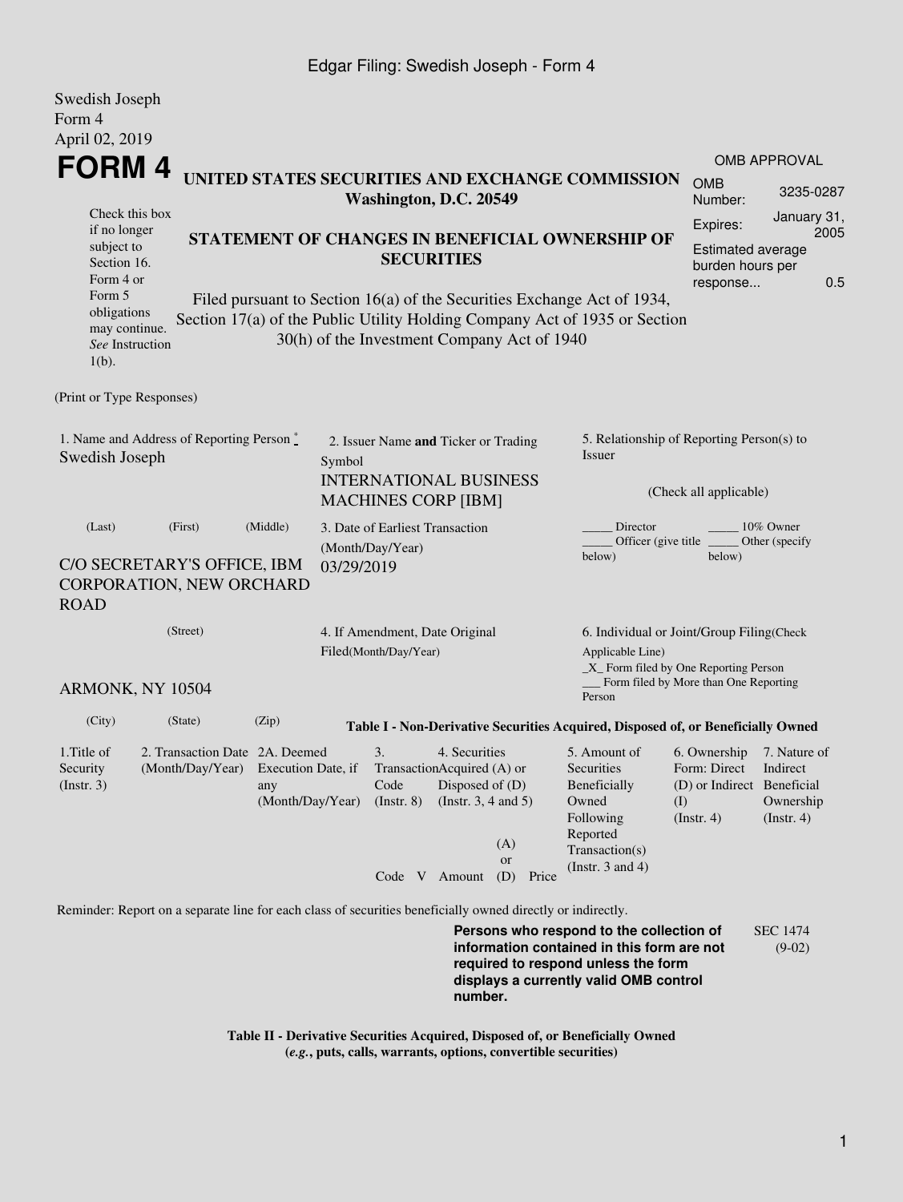Swedish Joseph
Form 4
April 02, 2019

# FORM 4

**UNITED STATES SECURITIES AND EXCHANGE COMMISSION**
**Washington, D.C. 20549**

| OMB APPROVAL | |
|---|---|
| OMB Number: | 3235-0287 |
| Expires: | January 31, 2005 |
| Estimated average burden hours per response... | 0.5 |

Check this box if no longer subject to Section 16. Form 4 or Form 5 obligations may continue. *See* Instruction 1(b).

**STATEMENT OF CHANGES IN BENEFICIAL OWNERSHIP OF SECURITIES**

Filed pursuant to Section 16(a) of the Securities Exchange Act of 1934, Section 17(a) of the Public Utility Holding Company Act of 1935 or Section 30(h) of the Investment Company Act of 1940

(Print or Type Responses)

1. Name and Address of Reporting Person *
Swedish Joseph

(Last) (First) (Middle)

C/O SECRETARY'S OFFICE, IBM CORPORATION, NEW ORCHARD ROAD

(Street)

ARMONK, NY 10504

(City) (State) (Zip)

2. Issuer Name **and** Ticker or Trading Symbol
INTERNATIONAL BUSINESS MACHINES CORP [IBM]

3. Date of Earliest Transaction (Month/Day/Year)
03/29/2019

4. If Amendment, Date Original Filed(Month/Day/Year)

5. Relationship of Reporting Person(s) to Issuer

(Check all applicable)

_____ Director _____ 10% Owner
_____ Officer (give title below) _____ Other (specify below)

6. Individual or Joint/Group Filing(Check Applicable Line)
_X_ Form filed by One Reporting Person
___ Form filed by More than One Reporting Person

**Table I - Non-Derivative Securities Acquired, Disposed of, or Beneficially Owned**

| 1.Title of Security (Instr. 3) | 2. Transaction Date (Month/Day/Year) | 2A. Deemed Execution Date, if any (Month/Day/Year) | 3. Transaction Code (Instr. 8) | | 4. Securities Acquired (A) or Disposed of (D) (Instr. 3, 4 and 5) | | | 5. Amount of Securities Beneficially Owned Following Reported Transaction(s) (Instr. 3 and 4) | 6. Ownership Form: Direct (D) or Indirect (I) (Instr. 4) | 7. Nature of Indirect Beneficial Ownership (Instr. 4) |
|---|---|---|---|---|---|---|---|---|---|---|
| | | | Code | V | Amount | (A) or (D) | Price | | | |

Reminder: Report on a separate line for each class of securities beneficially owned directly or indirectly.

**Persons who respond to the collection of information contained in this form are not required to respond unless the form displays a currently valid OMB control number.**

SEC 1474 (9-02)

**Table II - Derivative Securities Acquired, Disposed of, or Beneficially Owned**
**(*e.g.*, puts, calls, warrants, options, convertible securities)**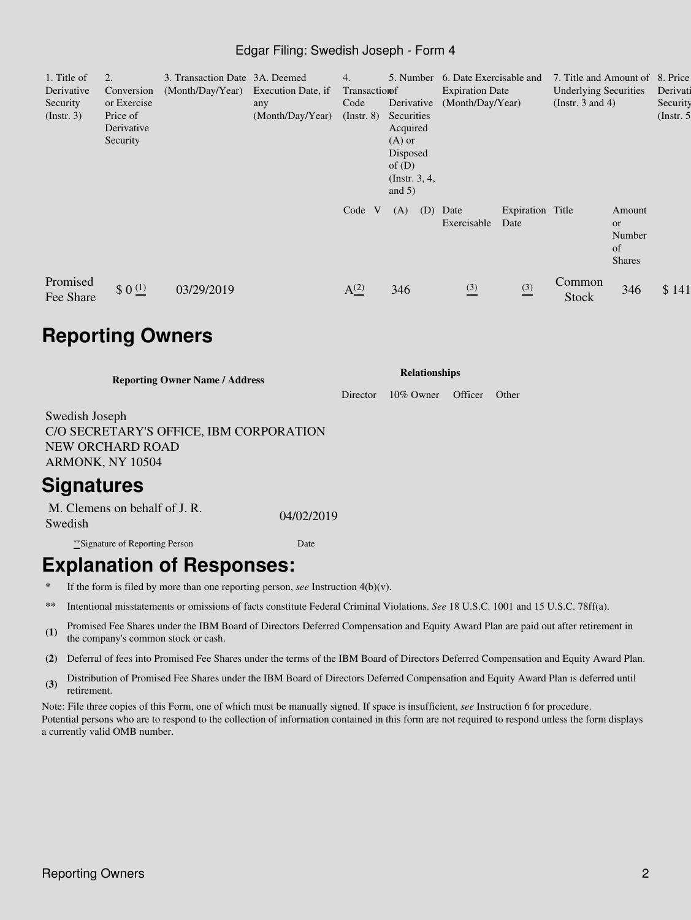| 1. Title of Derivative Security (Instr. 3) | 2. Conversion or Exercise Price of Derivative Security | 3. Transaction Date (Month/Day/Year) | 3A. Deemed Execution Date, if any (Month/Day/Year) | 4. Transaction Code (Instr. 8) | | 5. Number of Derivative Securities Acquired (A) or Disposed of (D) (Instr. 3, 4, and 5) | | 6. Date Exercisable and Expiration Date (Month/Day/Year) | | 7. Title and Amount of Underlying Securities (Instr. 3 and 4) | | 8. Price Derivati Security (Instr. 5 |
|---|---|---|---|---|---|---|---|---|---|---|---|---|
| | | | | Code | V | (A) | (D) | Date Exercisable | Expiration Date | Title | Amount or Number of Shares | |
| Promised Fee Share | $ 0 (1) | 03/29/2019 | | A(2) | | 346 | | (3) | (3) | Common Stock | 346 | $ 141 |

## Reporting Owners

| Reporting Owner Name / Address | Relationships | | | |
|---|---|---|---|---|
| | Director | 10% Owner | Officer | Other |
| Swedish Joseph<br>C/O SECRETARY'S OFFICE, IBM CORPORATION<br>NEW ORCHARD ROAD<br>ARMONK, NY 10504 | | | | |

## Signatures

| | |
|---|---|
| M. Clemens on behalf of J. R. Swedish | 04/02/2019 |
| **Signature of Reporting Person | Date |

## Explanation of Responses:

- \* If the form is filed by more than one reporting person, *see* Instruction 4(b)(v).
- ** Intentional misstatements or omissions of facts constitute Federal Criminal Violations. *See* 18 U.S.C. 1001 and 15 U.S.C. 78ff(a).
- **(1)** Promised Fee Shares under the IBM Board of Directors Deferred Compensation and Equity Award Plan are paid out after retirement in the company's common stock or cash.
- **(2)** Deferral of fees into Promised Fee Shares under the terms of the IBM Board of Directors Deferred Compensation and Equity Award Plan.
- **(3)** Distribution of Promised Fee Shares under the IBM Board of Directors Deferred Compensation and Equity Award Plan is deferred until retirement.

Note: File three copies of this Form, one of which must be manually signed. If space is insufficient, *see* Instruction 6 for procedure.
Potential persons who are to respond to the collection of information contained in this form are not required to respond unless the form displays a currently valid OMB number.